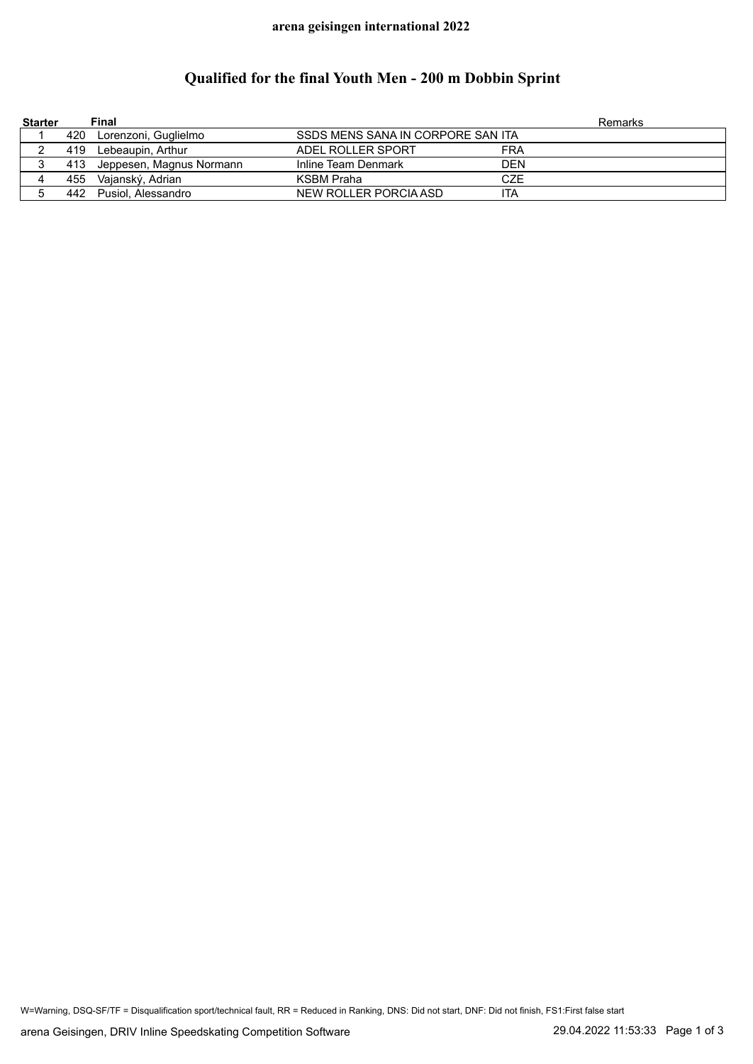**arena geisingen international 2022**

# Qualified for the final Youth Men - 200 m Dobbin Sprint

| Starter | Final | | | | Remarks |
|---|---|---|---|---|---|
| 1 | 420 | Lorenzoni, Guglielmo | SSDS MENS SANA IN CORPORE SAN | ITA | |
| 2 | 419 | Lebeaupin, Arthur | ADEL ROLLER SPORT | FRA | |
| 3 | 413 | Jeppesen, Magnus Normann | Inline Team Denmark | DEN | |
| 4 | 455 | Vajanský, Adrian | KSBM Praha | CZE | |
| 5 | 442 | Pusiol, Alessandro | NEW ROLLER PORCIA ASD | ITA | |

W=Warning, DSQ-SF/TF = Disqualification sport/technical fault, RR = Reduced in Ranking, DNS: Did not start, DNF: Did not finish, FS1:First false start

arena Geisingen, DRIV Inline Speedskating Competition Software 29.04.2022 11:53:33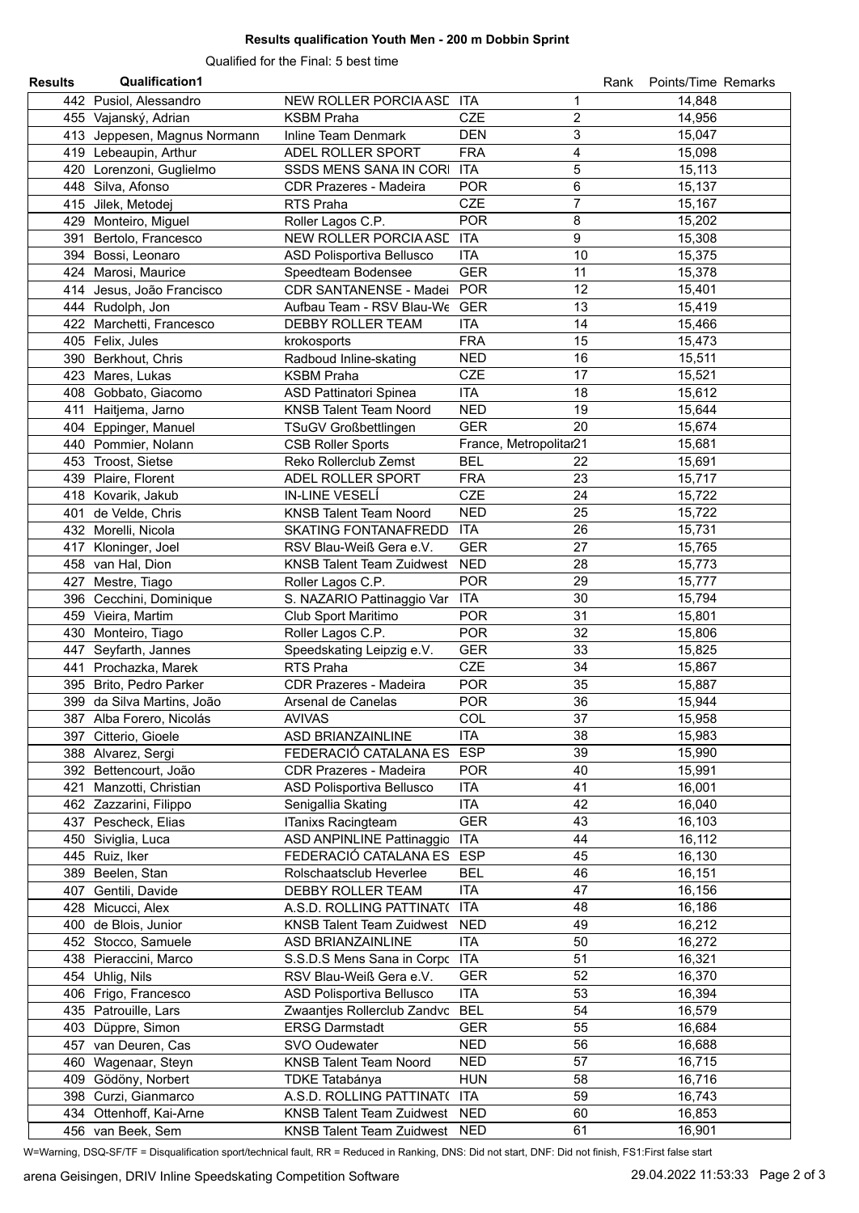**Results qualification Youth Men - 200 m Dobbin Sprint**

Qualified for the Final: 5 best time

| Results | Qualification1 | | | Rank | Points/Time | Remarks |
|---|---|---|---|---|---|---|
| 442 | Pusiol, Alessandro | NEW ROLLER PORCIA ASD | ITA | 1 | 14,848 | |
| 455 | Vajanský, Adrian | KSBM Praha | CZE | 2 | 14,956 | |
| 413 | Jeppesen, Magnus Normann | Inline Team Denmark | DEN | 3 | 15,047 | |
| 419 | Lebeaupin, Arthur | ADEL ROLLER SPORT | FRA | 4 | 15,098 | |
| 420 | Lorenzoni, Guglielmo | SSDS MENS SANA IN CORI | ITA | 5 | 15,113 | |
| 448 | Silva, Afonso | CDR Prazeres - Madeira | POR | 6 | 15,137 | |
| 415 | Jilek, Metodej | RTS Praha | CZE | 7 | 15,167 | |
| 429 | Monteiro, Miguel | Roller Lagos C.P. | POR | 8 | 15,202 | |
| 391 | Bertolo, Francesco | NEW ROLLER PORCIA ASD | ITA | 9 | 15,308 | |
| 394 | Bossi, Leonaro | ASD Polisportiva Bellusco | ITA | 10 | 15,375 | |
| 424 | Marosi, Maurice | Speedteam Bodensee | GER | 11 | 15,378 | |
| 414 | Jesus, João Francisco | CDR SANTANENSE - Madei | POR | 12 | 15,401 | |
| 444 | Rudolph, Jon | Aufbau Team - RSV Blau-We | GER | 13 | 15,419 | |
| 422 | Marchetti, Francesco | DEBBY ROLLER TEAM | ITA | 14 | 15,466 | |
| 405 | Felix, Jules | krokosports | FRA | 15 | 15,473 | |
| 390 | Berkhout, Chris | Radboud Inline-skating | NED | 16 | 15,511 | |
| 423 | Mares, Lukas | KSBM Praha | CZE | 17 | 15,521 | |
| 408 | Gobbato, Giacomo | ASD Pattinatori Spinea | ITA | 18 | 15,612 | |
| 411 | Haitjema, Jarno | KNSB Talent Team Noord | NED | 19 | 15,644 | |
| 404 | Eppinger, Manuel | TSuGV Großbettlingen | GER | 20 | 15,674 | |
| 440 | Pommier, Nolann | CSB Roller Sports | France, Metropolitan | 21 | 15,681 | |
| 453 | Troost, Sietse | Reko Rollerclub Zemst | BEL | 22 | 15,691 | |
| 439 | Plaire, Florent | ADEL ROLLER SPORT | FRA | 23 | 15,717 | |
| 418 | Kovarik, Jakub | IN-LINE VESELÍ | CZE | 24 | 15,722 | |
| 401 | de Velde, Chris | KNSB Talent Team Noord | NED | 25 | 15,722 | |
| 432 | Morelli, Nicola | SKATING FONTANAFREDD | ITA | 26 | 15,731 | |
| 417 | Kloninger, Joel | RSV Blau-Weiß Gera e.V. | GER | 27 | 15,765 | |
| 458 | van Hal, Dion | KNSB Talent Team Zuidwest | NED | 28 | 15,773 | |
| 427 | Mestre, Tiago | Roller Lagos C.P. | POR | 29 | 15,777 | |
| 396 | Cecchini, Dominique | S. NAZARIO Pattinaggio Var | ITA | 30 | 15,794 | |
| 459 | Vieira, Martim | Club Sport Maritimo | POR | 31 | 15,801 | |
| 430 | Monteiro, Tiago | Roller Lagos C.P. | POR | 32 | 15,806 | |
| 447 | Seyfarth, Jannes | Speedskating Leipzig e.V. | GER | 33 | 15,825 | |
| 441 | Prochazka, Marek | RTS Praha | CZE | 34 | 15,867 | |
| 395 | Brito, Pedro Parker | CDR Prazeres - Madeira | POR | 35 | 15,887 | |
| 399 | da Silva Martins, João | Arsenal de Canelas | POR | 36 | 15,944 | |
| 387 | Alba Forero, Nicolás | AVIVAS | COL | 37 | 15,958 | |
| 397 | Citterio, Gioele | ASD BRIANZAINLINE | ITA | 38 | 15,983 | |
| 388 | Alvarez, Sergi | FEDERACIÓ CATALANA ES | ESP | 39 | 15,990 | |
| 392 | Bettencourt, João | CDR Prazeres - Madeira | POR | 40 | 15,991 | |
| 421 | Manzotti, Christian | ASD Polisportiva Bellusco | ITA | 41 | 16,001 | |
| 462 | Zazzarini, Filippo | Senigallia Skating | ITA | 42 | 16,040 | |
| 437 | Pescheck, Elias | ITanixs Racingteam | GER | 43 | 16,103 | |
| 450 | Siviglia, Luca | ASD ANPINLINE Pattinaggio | ITA | 44 | 16,112 | |
| 445 | Ruiz, Iker | FEDERACIÓ CATALANA ES | ESP | 45 | 16,130 | |
| 389 | Beelen, Stan | Rolschaatsclub Heverlee | BEL | 46 | 16,151 | |
| 407 | Gentili, Davide | DEBBY ROLLER TEAM | ITA | 47 | 16,156 | |
| 428 | Micucci, Alex | A.S.D. ROLLING PATTINAT( | ITA | 48 | 16,186 | |
| 400 | de Blois, Junior | KNSB Talent Team Zuidwest | NED | 49 | 16,212 | |
| 452 | Stocco, Samuele | ASD BRIANZAINLINE | ITA | 50 | 16,272 | |
| 438 | Pieraccini, Marco | S.S.D.S Mens Sana in Corpo | ITA | 51 | 16,321 | |
| 454 | Uhlig, Nils | RSV Blau-Weiß Gera e.V. | GER | 52 | 16,370 | |
| 406 | Frigo, Francesco | ASD Polisportiva Bellusco | ITA | 53 | 16,394 | |
| 435 | Patrouille, Lars | Zwaantjes Rollerclub Zandvo | BEL | 54 | 16,579 | |
| 403 | Düppre, Simon | ERSG Darmstadt | GER | 55 | 16,684 | |
| 457 | van Deuren, Cas | SVO Oudewater | NED | 56 | 16,688 | |
| 460 | Wagenaar, Steyn | KNSB Talent Team Noord | NED | 57 | 16,715 | |
| 409 | Gödöny, Norbert | TDKE Tatabánya | HUN | 58 | 16,716 | |
| 398 | Curzi, Gianmarco | A.S.D. ROLLING PATTINAT( | ITA | 59 | 16,743 | |
| 434 | Ottenhoff, Kai-Arne | KNSB Talent Team Zuidwest | NED | 60 | 16,853 | |
| 456 | van Beek, Sem | KNSB Talent Team Zuidwest | NED | 61 | 16,901 | |

W=Warning, DSQ-SF/TF = Disqualification sport/technical fault, RR = Reduced in Ranking, DNS: Did not start, DNF: Did not finish, FS1:First false start

arena Geisingen, DRIV Inline Speedskating Competition Software 29.04.2022 11:53:33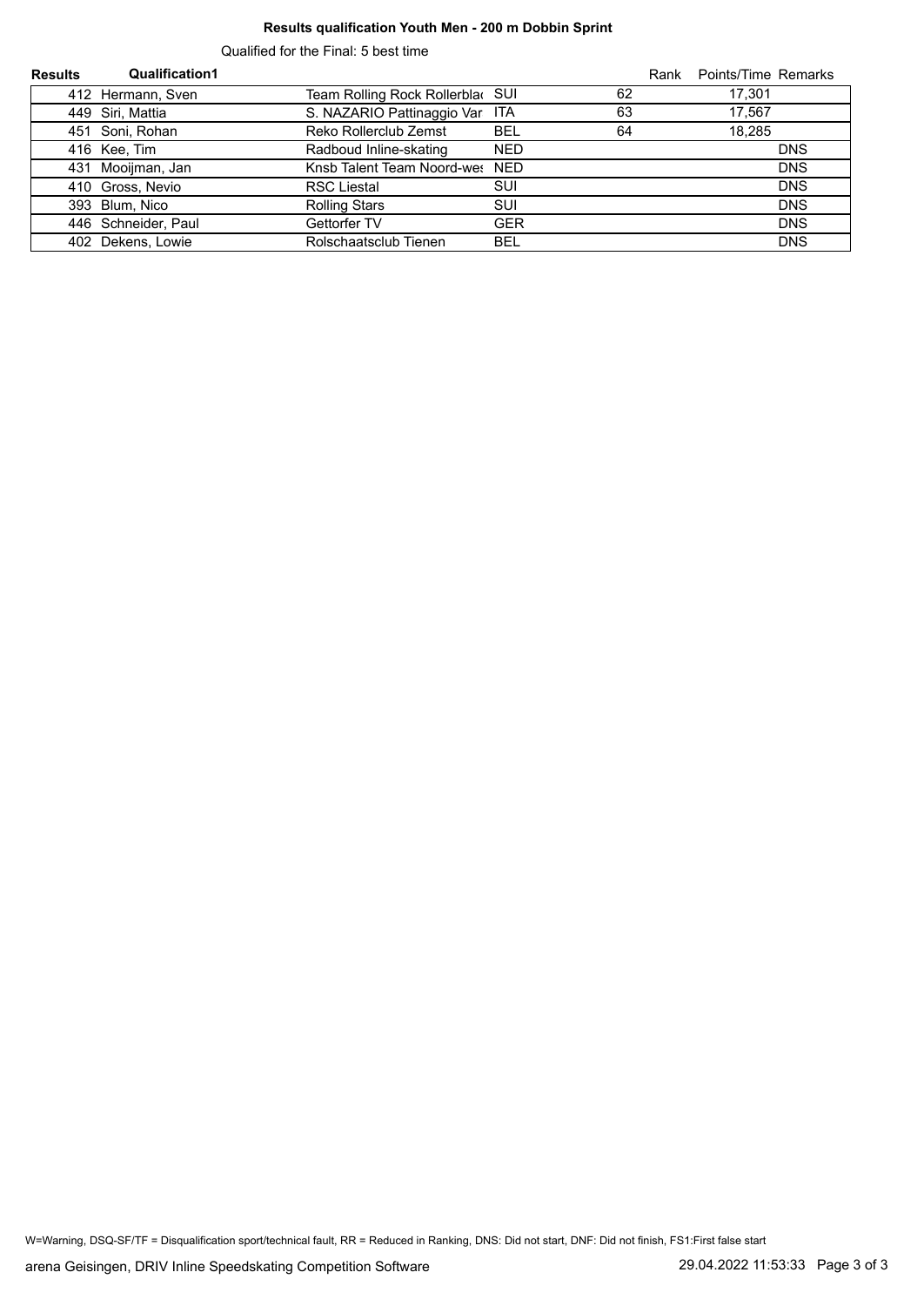**Results qualification Youth Men - 200 m Dobbin Sprint**

Qualified for the Final: 5 best time

| Results | Qualification1 | | | Rank | Points/Time | Remarks |
|---|---|---|---|---|---|---|
| 412 | Hermann, Sven | Team Rolling Rock Rollerbla | SUI | 62 | 17,301 | |
| 449 | Siri, Mattia | S. NAZARIO Pattinaggio Var | ITA | 63 | 17,567 | |
| 451 | Soni, Rohan | Reko Rollerclub Zemst | BEL | 64 | 18,285 | |
| 416 | Kee, Tim | Radboud Inline-skating | NED | | | DNS |
| 431 | Mooijman, Jan | Knsb Talent Team Noord-wes | NED | | | DNS |
| 410 | Gross, Nevio | RSC Liestal | SUI | | | DNS |
| 393 | Blum, Nico | Rolling Stars | SUI | | | DNS |
| 446 | Schneider, Paul | Gettorfer TV | GER | | | DNS |
| 402 | Dekens, Lowie | Rolschaatsclub Tienen | BEL | | | DNS |

W=Warning, DSQ-SF/TF = Disqualification sport/technical fault, RR = Reduced in Ranking, DNS: Did not start, DNF: Did not finish, FS1:First false start

arena Geisingen, DRIV Inline Speedskating Competition Software 29.04.2022 11:53:33